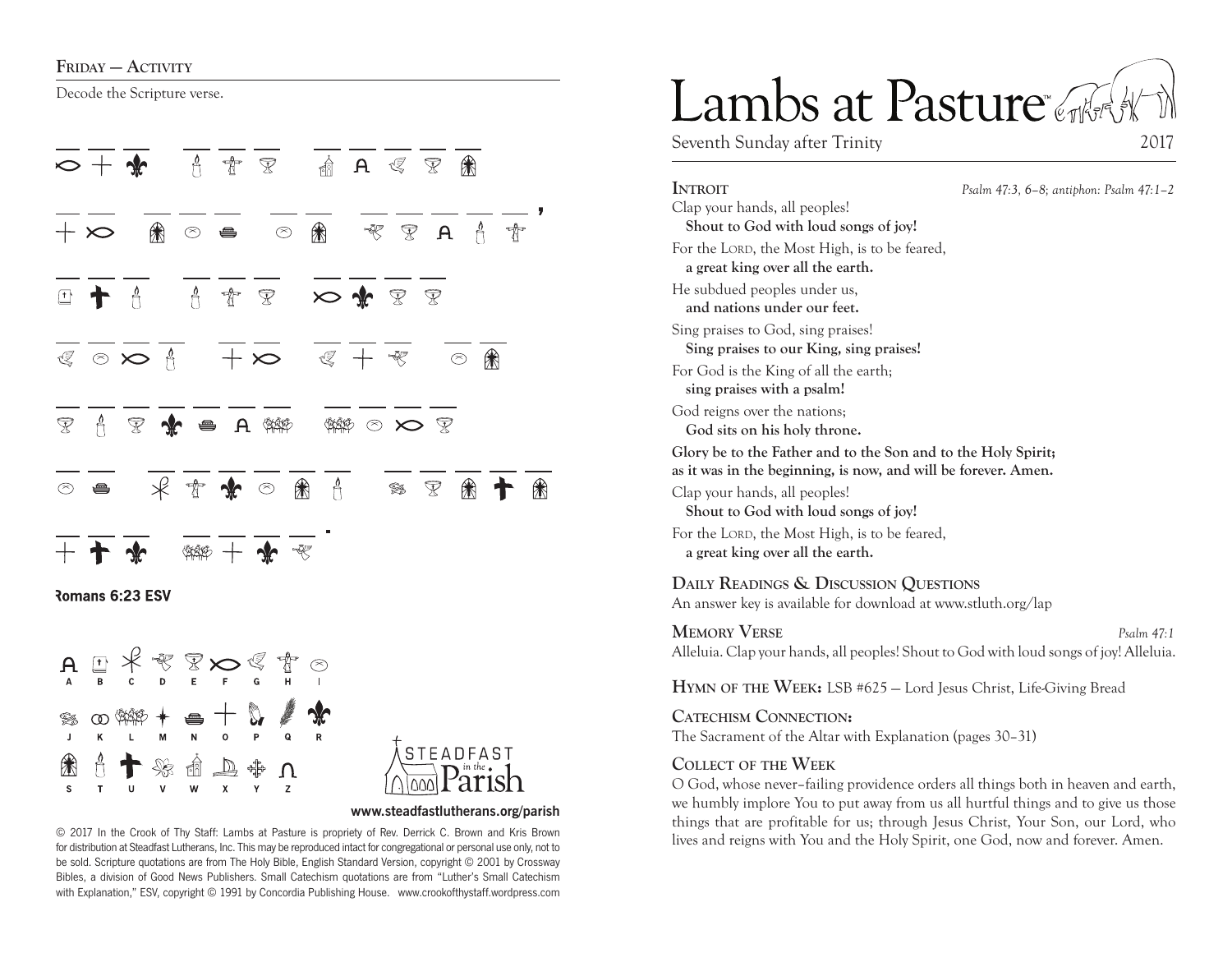**Friday — Activity**

Decode the Scripture verse.

Romans 6:23 ESV

A B C D E F G H I
J K L M N O P Q R
S T U V W X Y Z

www.steadfastlutherans.org/parish

© 2017 In the Crook of Thy Staff: Lambs at Pasture is propriety of Rev. Derrick C. Brown and Kris Brown for distribution at Steadfast Lutherans, Inc. This may be reproduced intact for congregational or personal use only, not to be sold. Scripture quotations are from The Holy Bible, English Standard Version, copyright © 2001 by Crossway Bibles, a division of Good News Publishers. Small Catechism quotations are from "Luther's Small Catechism with Explanation," ESV, copyright © 1991 by Concordia Publishing House. www.crookofthystaff.wordpress.com

# Lambs at Pasture™

Seventh Sunday after Trinity 2017

**Introit** *Psalm 47:3, 6–8; antiphon: Psalm 47:1–2*

Clap your hands, all peoples!
**Shout to God with loud songs of joy!**

For the Lord, the Most High, is to be feared,
**a great king over all the earth.**

He subdued peoples under us,
**and nations under our feet.**

Sing praises to God, sing praises!
**Sing praises to our King, sing praises!**

For God is the King of all the earth;
**sing praises with a psalm!**

God reigns over the nations;
**God sits on his holy throne.**

**Glory be to the Father and to the Son and to the Holy Spirit; as it was in the beginning, is now, and will be forever. Amen.**

Clap your hands, all peoples!
**Shout to God with loud songs of joy!**

For the Lord, the Most High, is to be feared,
**a great king over all the earth.**

**Daily Readings & Discussion Questions**

An answer key is available for download at www.stluth.org/lap

**Memory Verse** *Psalm 47:1*

Alleluia. Clap your hands, all peoples! Shout to God with loud songs of joy! Alleluia.

**Hymn of the Week:** LSB #625 — Lord Jesus Christ, Life-Giving Bread

**Catechism Connection:**

The Sacrament of the Altar with Explanation (pages 30–31)

**Collect of the Week**

O God, whose never–failing providence orders all things both in heaven and earth, we humbly implore You to put away from us all hurtful things and to give us those things that are profitable for us; through Jesus Christ, Your Son, our Lord, who lives and reigns with You and the Holy Spirit, one God, now and forever. Amen.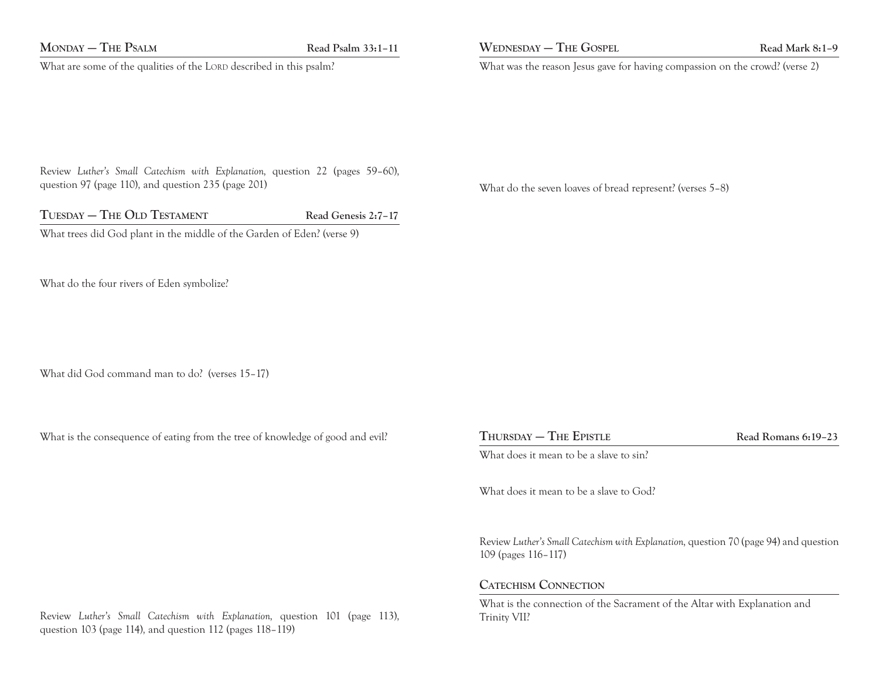## Monday — The Psalm

**Read Psalm 33:1–11**

What are some of the qualities of the Lord described in this psalm?

Review *Luther's Small Catechism with Explanation*, question 22 (pages 59–60), question 97 (page 110), and question 235 (page 201)

## Tuesday — The Old Testament

**Read Genesis 2:7–17**

What trees did God plant in the middle of the Garden of Eden? (verse 9)

What do the four rivers of Eden symbolize?

What did God command man to do? (verses 15–17)

What is the consequence of eating from the tree of knowledge of good and evil?

Review *Luther's Small Catechism with Explanation*, question 101 (page 113), question 103 (page 114), and question 112 (pages 118–119)

## Wednesday — The Gospel

**Read Mark 8:1–9**

What was the reason Jesus gave for having compassion on the crowd? (verse 2)

What do the seven loaves of bread represent? (verses 5–8)

## Thursday — The Epistle

**Read Romans 6:19–23**

What does it mean to be a slave to sin?

What does it mean to be a slave to God?

Review *Luther's Small Catechism with Explanation*, question 70 (page 94) and question 109 (pages 116–117)

## Catechism Connection

What is the connection of the Sacrament of the Altar with Explanation and Trinity VII?